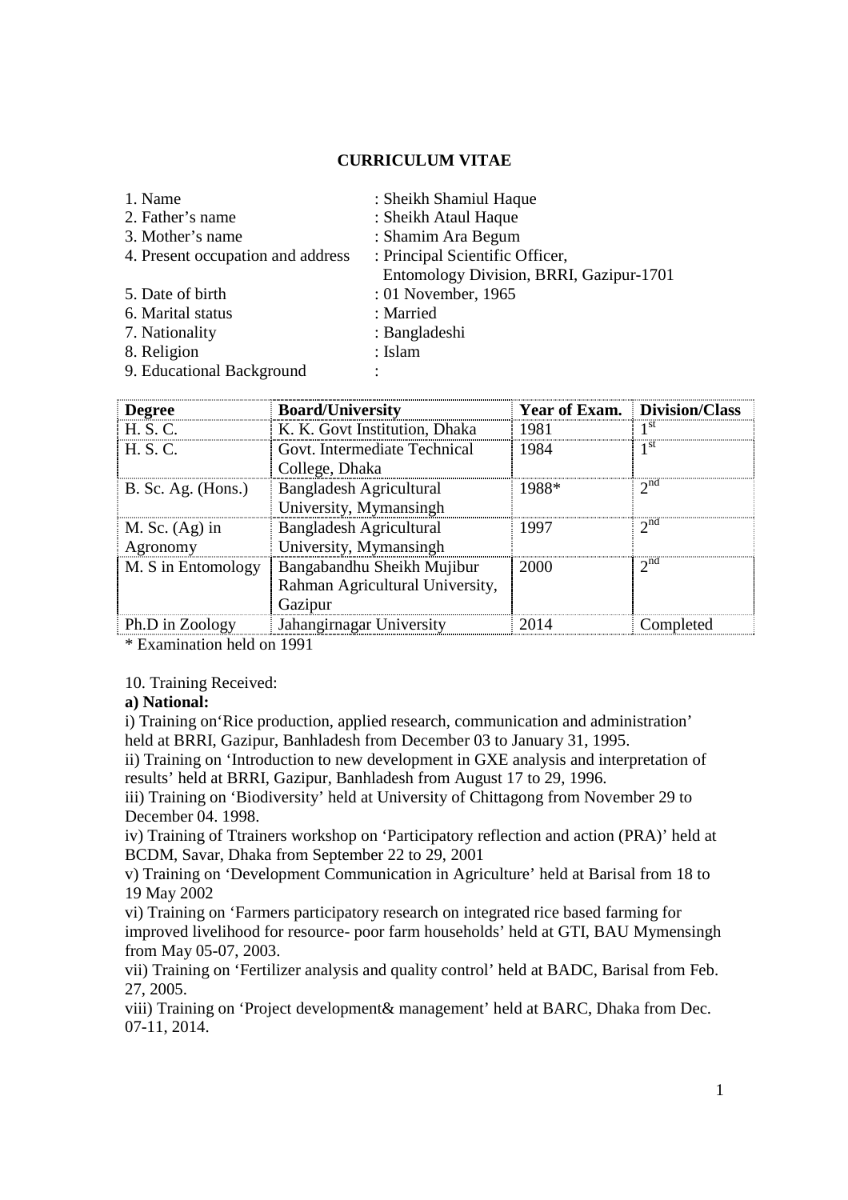# CURRICULUM VITAE

1. Name : Sheikh Shamiul Haque
2. Father's name : Sheikh Ataul Haque
3. Mother's name : Shamim Ara Begum
4. Present occupation and address : Principal Scientific Officer, Entomology Division, BRRI, Gazipur-1701
5. Date of birth : 01 November, 1965
6. Marital status : Married
7. Nationality : Bangladeshi
8. Religion : Islam
9. Educational Background :

| Degree | Board/University | Year of Exam. | Division/Class |
|---|---|---|---|
| H. S. C. | K. K. Govt Institution, Dhaka | 1981 | 1st |
| H. S. C. | Govt. Intermediate Technical College, Dhaka | 1984 | 1st |
| B. Sc. Ag. (Hons.) | Bangladesh Agricultural University, Mymansingh | 1988* | 2nd |
| M. Sc. (Ag) in Agronomy | Bangladesh Agricultural University, Mymansingh | 1997 | 2nd |
| M. S in Entomology | Bangabandhu Sheikh Mujibur Rahman Agricultural University, Gazipur | 2000 | 2nd |
| Ph.D in Zoology | Jahangirnagar University | 2014 | Completed |

* Examination held on 1991

10. Training Received:

**a) National:**

i) Training on'Rice production, applied research, communication and administration' held at BRRI, Gazipur, Banhladesh from December 03 to January 31, 1995.

ii) Training on 'Introduction to new development in GXE analysis and interpretation of results' held at BRRI, Gazipur, Banhladesh from August 17 to 29, 1996.

iii) Training on 'Biodiversity' held at University of Chittagong from November 29 to December 04. 1998.

iv) Training of Ttrainers workshop on 'Participatory reflection and action (PRA)' held at BCDM, Savar, Dhaka from September 22 to 29, 2001

v) Training on 'Development Communication in Agriculture' held at Barisal from 18 to 19 May 2002

vi) Training on 'Farmers participatory research on integrated rice based farming for improved livelihood for resource- poor farm households' held at GTI, BAU Mymensingh from May 05-07, 2003.

vii) Training on 'Fertilizer analysis and quality control' held at BADC, Barisal from Feb. 27, 2005.

viii) Training on 'Project development& management' held at BARC, Dhaka from Dec. 07-11, 2014.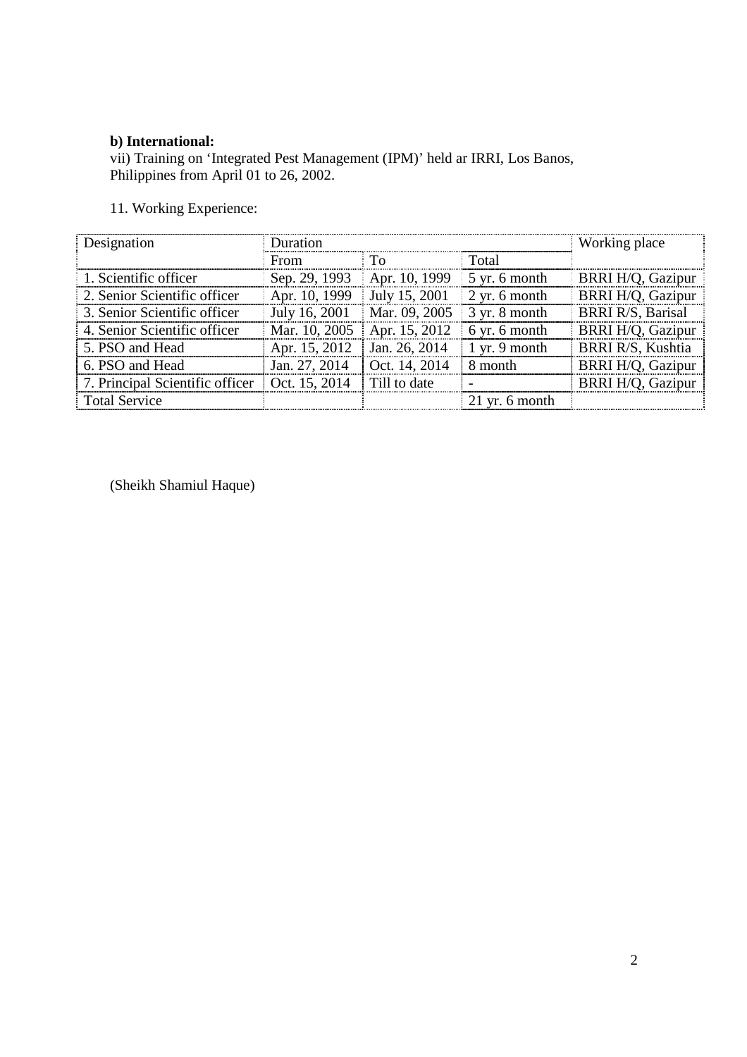**b) International:**

vii) Training on 'Integrated Pest Management (IPM)' held ar IRRI, Los Banos, Philippines from April 01 to 26, 2002.

11. Working Experience:

| Designation | Duration | | | Working place |
|---|---|---|---|---|
| | From | To | Total | |
| 1. Scientific officer | Sep. 29, 1993 | Apr. 10, 1999 | 5 yr. 6 month | BRRI H/Q, Gazipur |
| 2. Senior Scientific officer | Apr. 10, 1999 | July 15, 2001 | 2 yr. 6 month | BRRI H/Q, Gazipur |
| 3. Senior Scientific officer | July 16, 2001 | Mar. 09, 2005 | 3 yr. 8 month | BRRI R/S, Barisal |
| 4. Senior Scientific officer | Mar. 10, 2005 | Apr. 15, 2012 | 6 yr. 6 month | BRRI H/Q, Gazipur |
| 5. PSO and Head | Apr. 15, 2012 | Jan. 26, 2014 | 1 yr. 9 month | BRRI R/S, Kushtia |
| 6. PSO and Head | Jan. 27, 2014 | Oct. 14, 2014 | 8 month | BRRI H/Q, Gazipur |
| 7. Principal Scientific officer | Oct. 15, 2014 | Till to date | - | BRRI H/Q, Gazipur |
| Total Service | | | 21 yr. 6 month | |

(Sheikh Shamiul Haque)